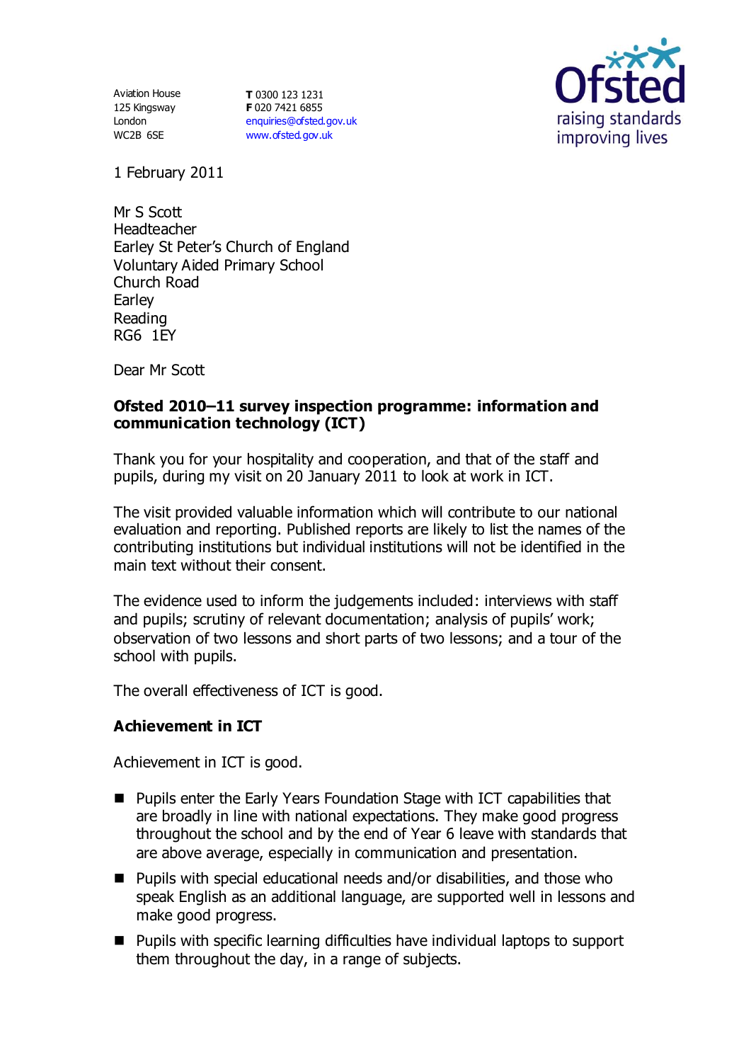Aviation House
125 Kingsway
London
WC2B 6SE

**T** 0300 123 1231
**F** 020 7421 6855
enquiries@ofsted.gov.uk
www.ofsted.gov.uk

Ofsted
raising standards
improving lives

1 February 2011

Mr S Scott
Headteacher
Earley St Peter's Church of England
Voluntary Aided Primary School
Church Road
Earley
Reading
RG6 1EY

Dear Mr Scott

**Ofsted 2010–11 survey inspection programme: information and communication technology (ICT)**

Thank you for your hospitality and cooperation, and that of the staff and pupils, during my visit on 20 January 2011 to look at work in ICT.

The visit provided valuable information which will contribute to our national evaluation and reporting. Published reports are likely to list the names of the contributing institutions but individual institutions will not be identified in the main text without their consent.

The evidence used to inform the judgements included: interviews with staff and pupils; scrutiny of relevant documentation; analysis of pupils' work; observation of two lessons and short parts of two lessons; and a tour of the school with pupils.

The overall effectiveness of ICT is good.

**Achievement in ICT**

Achievement in ICT is good.

- Pupils enter the Early Years Foundation Stage with ICT capabilities that are broadly in line with national expectations. They make good progress throughout the school and by the end of Year 6 leave with standards that are above average, especially in communication and presentation.
- Pupils with special educational needs and/or disabilities, and those who speak English as an additional language, are supported well in lessons and make good progress.
- Pupils with specific learning difficulties have individual laptops to support them throughout the day, in a range of subjects.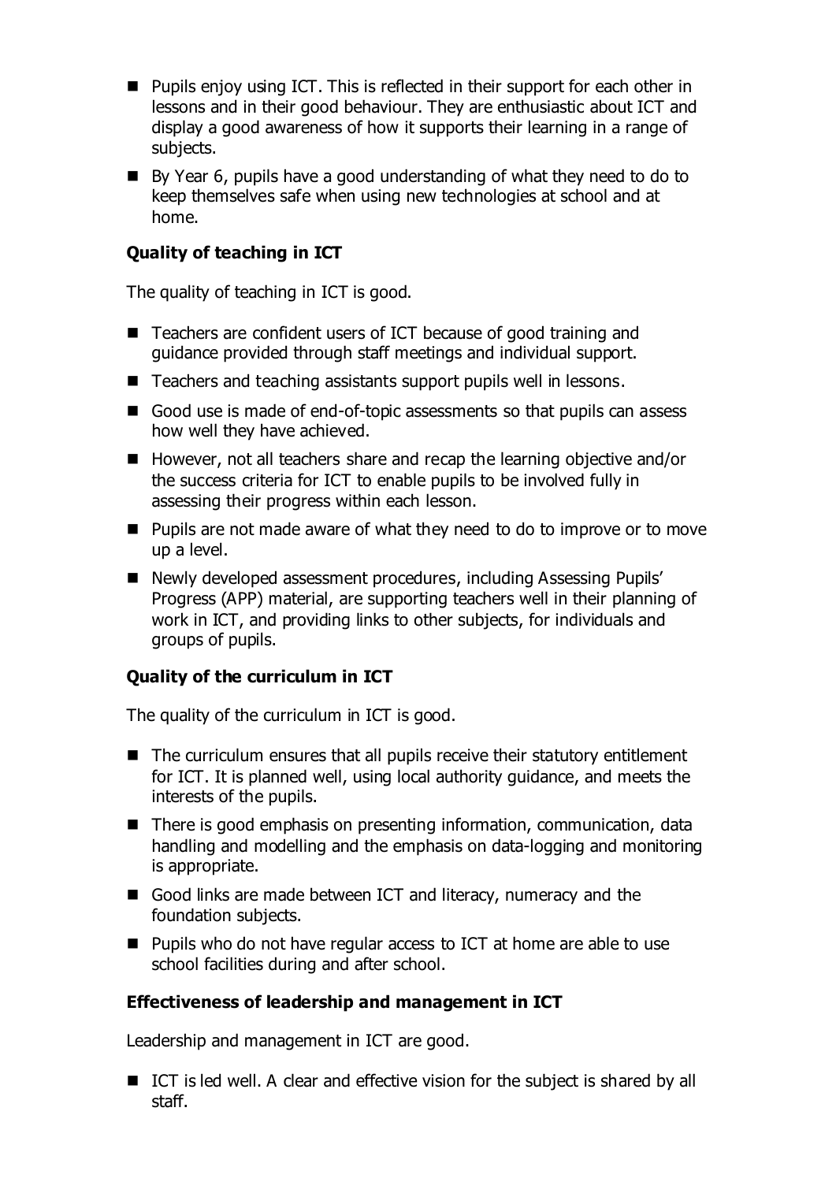- Pupils enjoy using ICT. This is reflected in their support for each other in lessons and in their good behaviour. They are enthusiastic about ICT and display a good awareness of how it supports their learning in a range of subjects.
- By Year 6, pupils have a good understanding of what they need to do to keep themselves safe when using new technologies at school and at home.

**Quality of teaching in ICT**

The quality of teaching in ICT is good.

- Teachers are confident users of ICT because of good training and guidance provided through staff meetings and individual support.
- Teachers and teaching assistants support pupils well in lessons.
- Good use is made of end-of-topic assessments so that pupils can assess how well they have achieved.
- However, not all teachers share and recap the learning objective and/or the success criteria for ICT to enable pupils to be involved fully in assessing their progress within each lesson.
- Pupils are not made aware of what they need to do to improve or to move up a level.
- Newly developed assessment procedures, including Assessing Pupils' Progress (APP) material, are supporting teachers well in their planning of work in ICT, and providing links to other subjects, for individuals and groups of pupils.

**Quality of the curriculum in ICT**

The quality of the curriculum in ICT is good.

- The curriculum ensures that all pupils receive their statutory entitlement for ICT. It is planned well, using local authority guidance, and meets the interests of the pupils.
- There is good emphasis on presenting information, communication, data handling and modelling and the emphasis on data-logging and monitoring is appropriate.
- Good links are made between ICT and literacy, numeracy and the foundation subjects.
- Pupils who do not have regular access to ICT at home are able to use school facilities during and after school.

**Effectiveness of leadership and management in ICT**

Leadership and management in ICT are good.

- ICT is led well. A clear and effective vision for the subject is shared by all staff.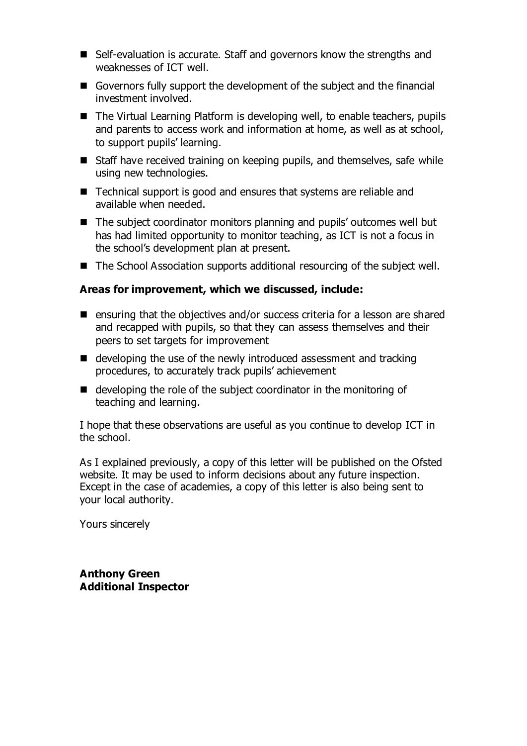- Self-evaluation is accurate. Staff and governors know the strengths and weaknesses of ICT well.
- Governors fully support the development of the subject and the financial investment involved.
- The Virtual Learning Platform is developing well, to enable teachers, pupils and parents to access work and information at home, as well as at school, to support pupils' learning.
- Staff have received training on keeping pupils, and themselves, safe while using new technologies.
- Technical support is good and ensures that systems are reliable and available when needed.
- The subject coordinator monitors planning and pupils' outcomes well but has had limited opportunity to monitor teaching, as ICT is not a focus in the school's development plan at present.
- The School Association supports additional resourcing of the subject well.

**Areas for improvement, which we discussed, include:**

- ensuring that the objectives and/or success criteria for a lesson are shared and recapped with pupils, so that they can assess themselves and their peers to set targets for improvement
- developing the use of the newly introduced assessment and tracking procedures, to accurately track pupils' achievement
- developing the role of the subject coordinator in the monitoring of teaching and learning.

I hope that these observations are useful as you continue to develop ICT in the school.

As I explained previously, a copy of this letter will be published on the Ofsted website. It may be used to inform decisions about any future inspection. Except in the case of academies, a copy of this letter is also being sent to your local authority.

Yours sincerely

**Anthony Green**
**Additional Inspector**